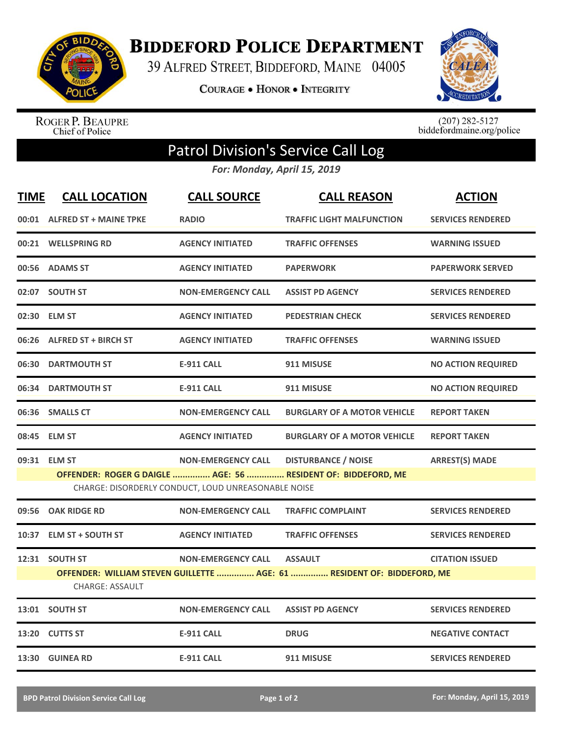# BIDDEFORD POLICE DEPARTMENT

39 ALFRED STREET, BIDDEFORD, MAINE 04005

COURAGE • HONOR • INTEGRITY

ROGER P. BEAUPRE
Chief of Police

(207) 282-5127
biddefordmaine.org/police

## Patrol Division's Service Call Log

*For: Monday, April 15, 2019*

| TIME | CALL LOCATION | CALL SOURCE | CALL REASON | ACTION |
|---|---|---|---|---|
| 00:01 | ALFRED ST + MAINE TPKE | RADIO | TRAFFIC LIGHT MALFUNCTION | SERVICES RENDERED |
| 00:21 | WELLSPRING RD | AGENCY INITIATED | TRAFFIC OFFENSES | WARNING ISSUED |
| 00:56 | ADAMS ST | AGENCY INITIATED | PAPERWORK | PAPERWORK SERVED |
| 02:07 | SOUTH ST | NON-EMERGENCY CALL | ASSIST PD AGENCY | SERVICES RENDERED |
| 02:30 | ELM ST | AGENCY INITIATED | PEDESTRIAN CHECK | SERVICES RENDERED |
| 06:26 | ALFRED ST + BIRCH ST | AGENCY INITIATED | TRAFFIC OFFENSES | WARNING ISSUED |
| 06:30 | DARTMOUTH ST | E-911 CALL | 911 MISUSE | NO ACTION REQUIRED |
| 06:34 | DARTMOUTH ST | E-911 CALL | 911 MISUSE | NO ACTION REQUIRED |
| 06:36 | SMALLS CT | NON-EMERGENCY CALL | BURGLARY OF A MOTOR VEHICLE | REPORT TAKEN |
| 08:45 | ELM ST | AGENCY INITIATED | BURGLARY OF A MOTOR VEHICLE | REPORT TAKEN |
| 09:31 | ELM ST | NON-EMERGENCY CALL | DISTURBANCE / NOISE | ARREST(S) MADE |
| | OFFENDER: ROGER G DAIGLE ............... AGE: 56 ............... RESIDENT OF: BIDDEFORD, ME | | | |
| | CHARGE: DISORDERLY CONDUCT, LOUD UNREASONABLE NOISE | | | |
| 09:56 | OAK RIDGE RD | NON-EMERGENCY CALL | TRAFFIC COMPLAINT | SERVICES RENDERED |
| 10:37 | ELM ST + SOUTH ST | AGENCY INITIATED | TRAFFIC OFFENSES | SERVICES RENDERED |
| 12:31 | SOUTH ST | NON-EMERGENCY CALL | ASSAULT | CITATION ISSUED |
| | OFFENDER: WILLIAM STEVEN GUILLETTE ............... AGE: 61 ............... RESIDENT OF: BIDDEFORD, ME | | | |
| | CHARGE: ASSAULT | | | |
| 13:01 | SOUTH ST | NON-EMERGENCY CALL | ASSIST PD AGENCY | SERVICES RENDERED |
| 13:20 | CUTTS ST | E-911 CALL | DRUG | NEGATIVE CONTACT |
| 13:30 | GUINEA RD | E-911 CALL | 911 MISUSE | SERVICES RENDERED |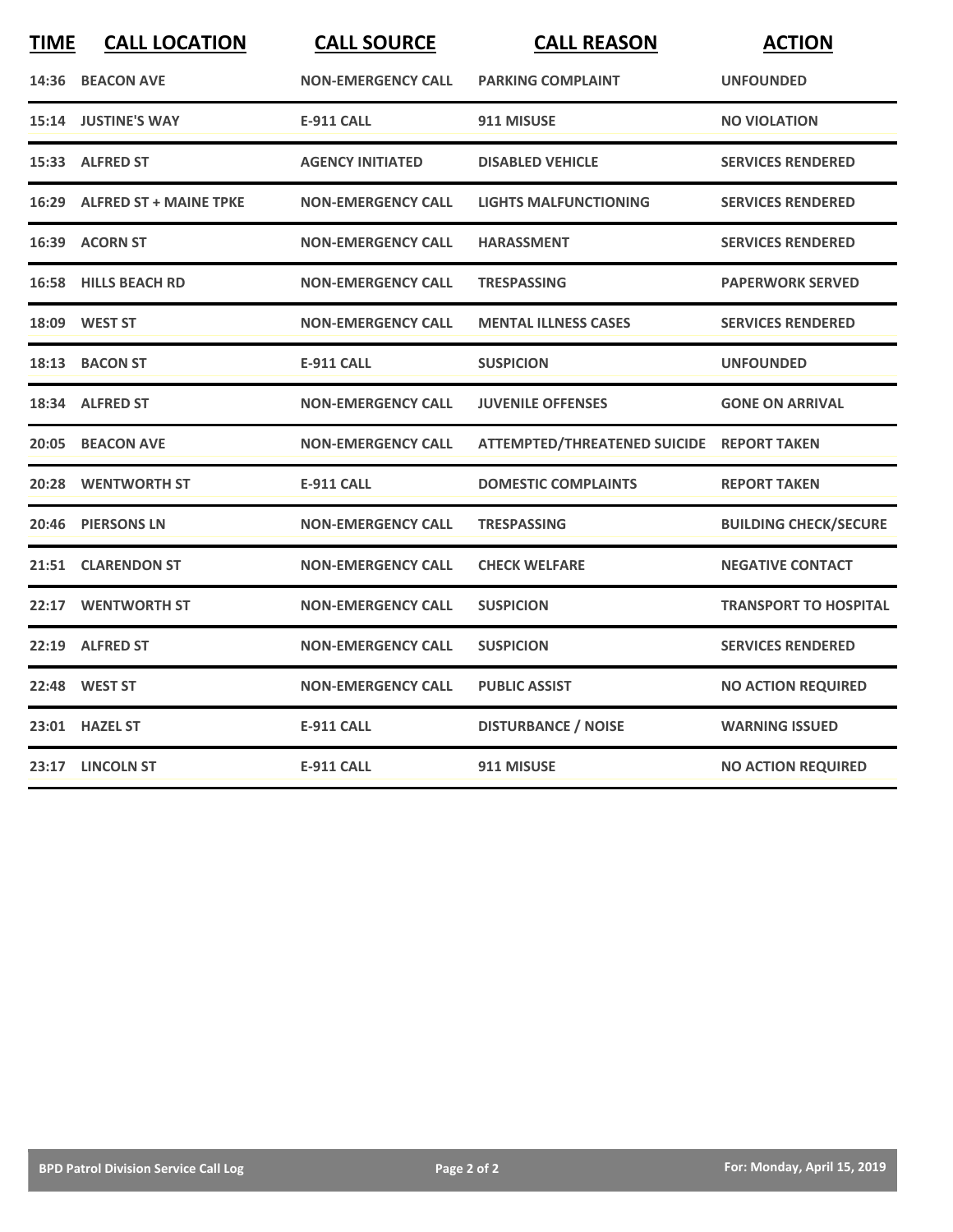| TIME | CALL LOCATION | CALL SOURCE | CALL REASON | ACTION |
|---|---|---|---|---|
| 14:36 | BEACON AVE | NON-EMERGENCY CALL | PARKING COMPLAINT | UNFOUNDED |
| 15:14 | JUSTINE'S WAY | E-911 CALL | 911 MISUSE | NO VIOLATION |
| 15:33 | ALFRED ST | AGENCY INITIATED | DISABLED VEHICLE | SERVICES RENDERED |
| 16:29 | ALFRED ST + MAINE TPKE | NON-EMERGENCY CALL | LIGHTS MALFUNCTIONING | SERVICES RENDERED |
| 16:39 | ACORN ST | NON-EMERGENCY CALL | HARASSMENT | SERVICES RENDERED |
| 16:58 | HILLS BEACH RD | NON-EMERGENCY CALL | TRESPASSING | PAPERWORK SERVED |
| 18:09 | WEST ST | NON-EMERGENCY CALL | MENTAL ILLNESS CASES | SERVICES RENDERED |
| 18:13 | BACON ST | E-911 CALL | SUSPICION | UNFOUNDED |
| 18:34 | ALFRED ST | NON-EMERGENCY CALL | JUVENILE OFFENSES | GONE ON ARRIVAL |
| 20:05 | BEACON AVE | NON-EMERGENCY CALL | ATTEMPTED/THREATENED SUICIDE | REPORT TAKEN |
| 20:28 | WENTWORTH ST | E-911 CALL | DOMESTIC COMPLAINTS | REPORT TAKEN |
| 20:46 | PIERSONS LN | NON-EMERGENCY CALL | TRESPASSING | BUILDING CHECK/SECURE |
| 21:51 | CLARENDON ST | NON-EMERGENCY CALL | CHECK WELFARE | NEGATIVE CONTACT |
| 22:17 | WENTWORTH ST | NON-EMERGENCY CALL | SUSPICION | TRANSPORT TO HOSPITAL |
| 22:19 | ALFRED ST | NON-EMERGENCY CALL | SUSPICION | SERVICES RENDERED |
| 22:48 | WEST ST | NON-EMERGENCY CALL | PUBLIC ASSIST | NO ACTION REQUIRED |
| 23:01 | HAZEL ST | E-911 CALL | DISTURBANCE / NOISE | WARNING ISSUED |
| 23:17 | LINCOLN ST | E-911 CALL | 911 MISUSE | NO ACTION REQUIRED |